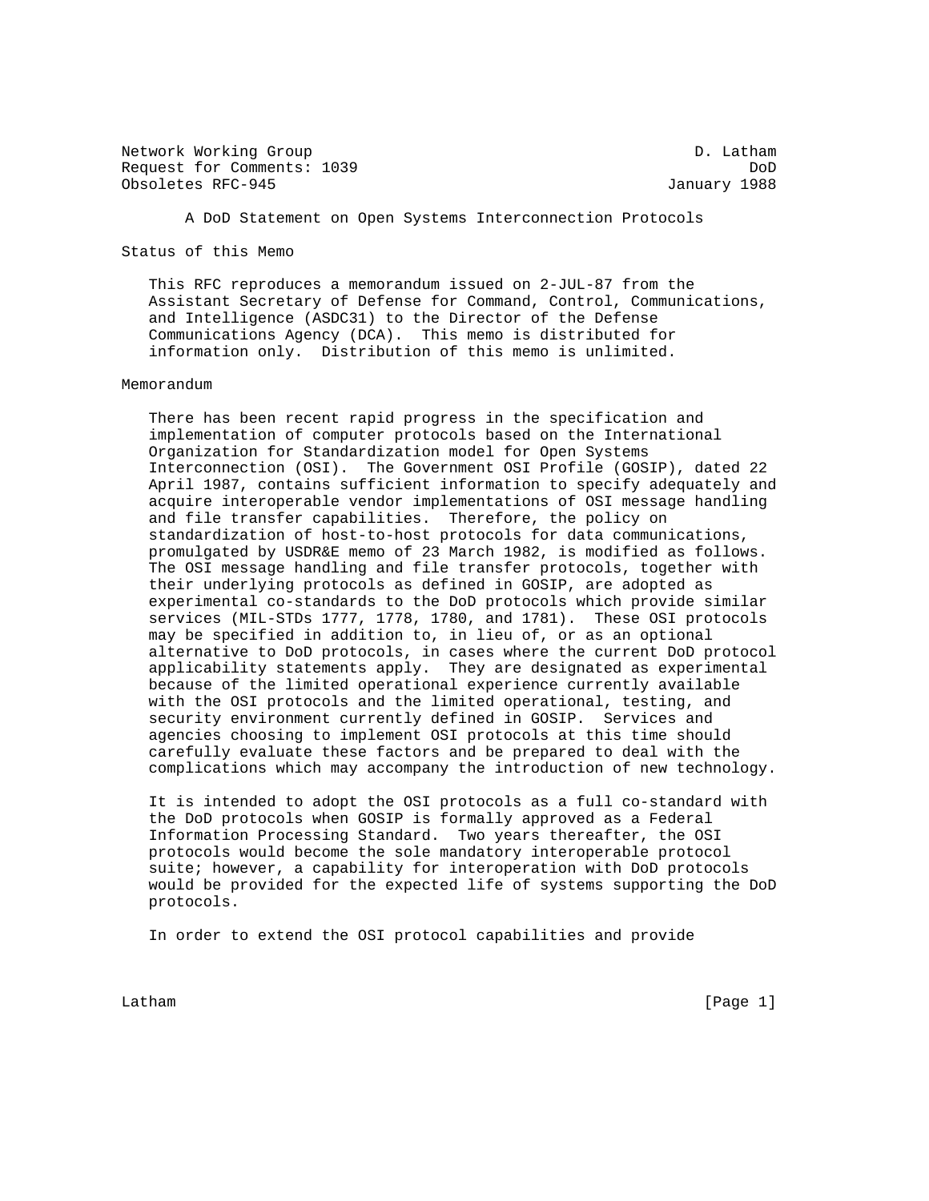Network Working Group D. Latham
Request for Comments: 1039 DoD
Obsoletes RFC-945 January 1988

# A DoD Statement on Open Systems Interconnection Protocols

## Status of this Memo

This RFC reproduces a memorandum issued on 2-JUL-87 from the Assistant Secretary of Defense for Command, Control, Communications, and Intelligence (ASDC31) to the Director of the Defense Communications Agency (DCA). This memo is distributed for information only. Distribution of this memo is unlimited.

## Memorandum

There has been recent rapid progress in the specification and implementation of computer protocols based on the International Organization for Standardization model for Open Systems Interconnection (OSI). The Government OSI Profile (GOSIP), dated 22 April 1987, contains sufficient information to specify adequately and acquire interoperable vendor implementations of OSI message handling and file transfer capabilities. Therefore, the policy on standardization of host-to-host protocols for data communications, promulgated by USDR&E memo of 23 March 1982, is modified as follows. The OSI message handling and file transfer protocols, together with their underlying protocols as defined in GOSIP, are adopted as experimental co-standards to the DoD protocols which provide similar services (MIL-STDs 1777, 1778, 1780, and 1781). These OSI protocols may be specified in addition to, in lieu of, or as an optional alternative to DoD protocols, in cases where the current DoD protocol applicability statements apply. They are designated as experimental because of the limited operational experience currently available with the OSI protocols and the limited operational, testing, and security environment currently defined in GOSIP. Services and agencies choosing to implement OSI protocols at this time should carefully evaluate these factors and be prepared to deal with the complications which may accompany the introduction of new technology.

It is intended to adopt the OSI protocols as a full co-standard with the DoD protocols when GOSIP is formally approved as a Federal Information Processing Standard. Two years thereafter, the OSI protocols would become the sole mandatory interoperable protocol suite; however, a capability for interoperation with DoD protocols would be provided for the expected life of systems supporting the DoD protocols.

In order to extend the OSI protocol capabilities and provide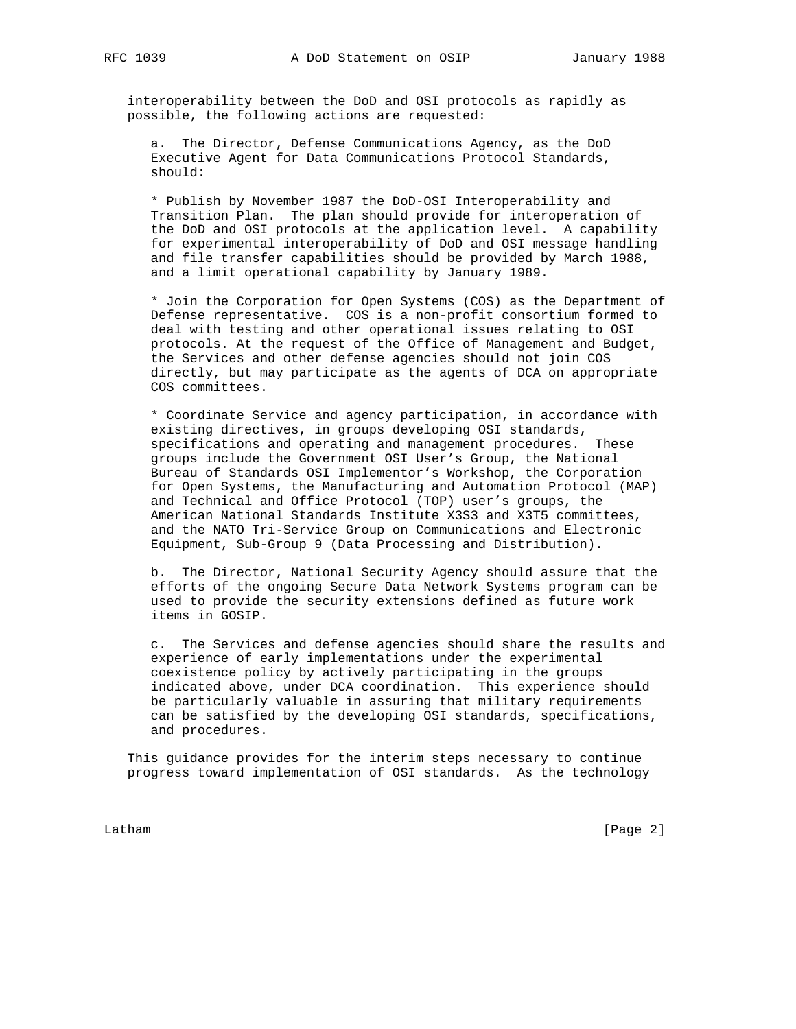interoperability between the DoD and OSI protocols as rapidly as possible, the following actions are requested:

a. The Director, Defense Communications Agency, as the DoD Executive Agent for Data Communications Protocol Standards, should:

* Publish by November 1987 the DoD-OSI Interoperability and Transition Plan. The plan should provide for interoperation of the DoD and OSI protocols at the application level. A capability for experimental interoperability of DoD and OSI message handling and file transfer capabilities should be provided by March 1988, and a limit operational capability by January 1989.

* Join the Corporation for Open Systems (COS) as the Department of Defense representative. COS is a non-profit consortium formed to deal with testing and other operational issues relating to OSI protocols. At the request of the Office of Management and Budget, the Services and other defense agencies should not join COS directly, but may participate as the agents of DCA on appropriate COS committees.

* Coordinate Service and agency participation, in accordance with existing directives, in groups developing OSI standards, specifications and operating and management procedures. These groups include the Government OSI User's Group, the National Bureau of Standards OSI Implementor's Workshop, the Corporation for Open Systems, the Manufacturing and Automation Protocol (MAP) and Technical and Office Protocol (TOP) user's groups, the American National Standards Institute X3S3 and X3T5 committees, and the NATO Tri-Service Group on Communications and Electronic Equipment, Sub-Group 9 (Data Processing and Distribution).

b. The Director, National Security Agency should assure that the efforts of the ongoing Secure Data Network Systems program can be used to provide the security extensions defined as future work items in GOSIP.

c. The Services and defense agencies should share the results and experience of early implementations under the experimental coexistence policy by actively participating in the groups indicated above, under DCA coordination. This experience should be particularly valuable in assuring that military requirements can be satisfied by the developing OSI standards, specifications, and procedures.

This guidance provides for the interim steps necessary to continue progress toward implementation of OSI standards. As the technology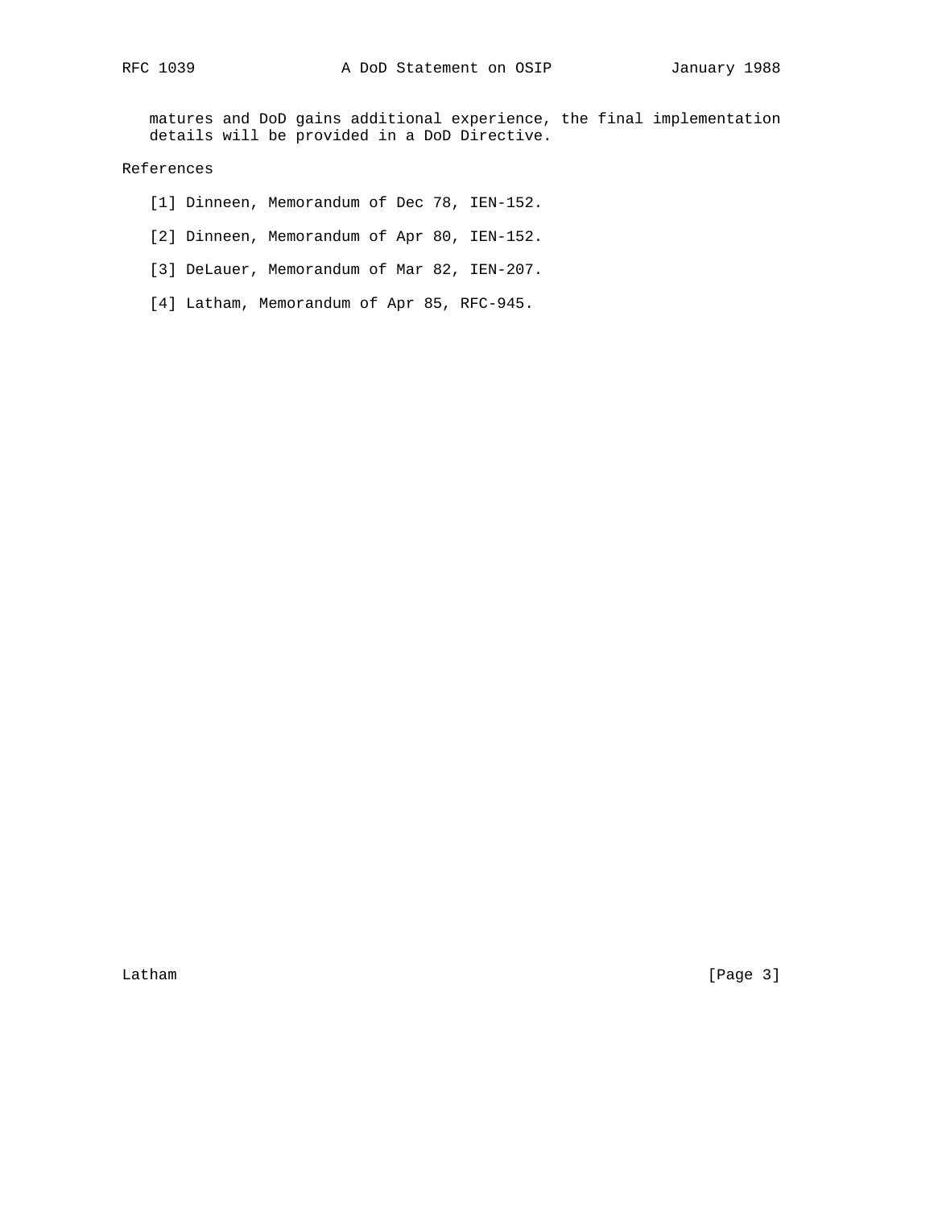matures and DoD gains additional experience, the final implementation details will be provided in a DoD Directive.

## References

[1] Dinneen, Memorandum of Dec 78, IEN-152.

[2] Dinneen, Memorandum of Apr 80, IEN-152.

[3] DeLauer, Memorandum of Mar 82, IEN-207.

[4] Latham, Memorandum of Apr 85, RFC-945.